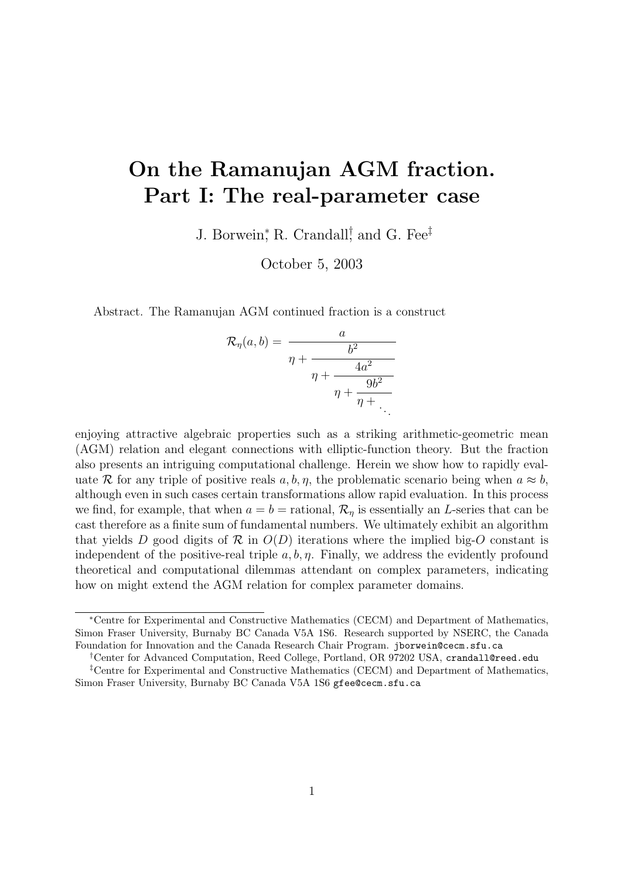# On the Ramanujan AGM fraction. Part I: The real-parameter case

J. Borwein[*], R. Crandall[†], and G. Fee[‡]

October 5, 2003

Abstract. The Ramanujan AGM continued fraction is a construct

$$\mathcal{R}_\eta(a,b) = \cfrac{a}{\eta + \cfrac{b^2}{\eta + \cfrac{4a^2}{\eta + \cfrac{9b^2}{\eta + \ddots}}}}$$

enjoying attractive algebraic properties such as a striking arithmetic-geometric mean (AGM) relation and elegant connections with elliptic-function theory. But the fraction also presents an intriguing computational challenge. Herein we show how to rapidly evaluate $\mathcal{R}$ for any triple of positive reals $a, b, \eta$, the problematic scenario being when $a \approx b$, although even in such cases certain transformations allow rapid evaluation. In this process we find, for example, that when $a = b =$ rational, $\mathcal{R}_\eta$ is essentially an $L$-series that can be cast therefore as a finite sum of fundamental numbers. We ultimately exhibit an algorithm that yields $D$ good digits of $\mathcal{R}$ in $O(D)$ iterations where the implied big-$O$ constant is independent of the positive-real triple $a, b, \eta$. Finally, we address the evidently profound theoretical and computational dilemmas attendant on complex parameters, indicating how on might extend the AGM relation for complex parameter domains.

---

[*]Centre for Experimental and Constructive Mathematics (CECM) and Department of Mathematics, Simon Fraser University, Burnaby BC Canada V5A 1S6. Research supported by NSERC, the Canada Foundation for Innovation and the Canada Research Chair Program. `jborwein@cecm.sfu.ca`

[†]Center for Advanced Computation, Reed College, Portland, OR 97202 USA, `crandall@reed.edu`

[‡]Centre for Experimental and Constructive Mathematics (CECM) and Department of Mathematics, Simon Fraser University, Burnaby BC Canada V5A 1S6 `gfee@cecm.sfu.ca`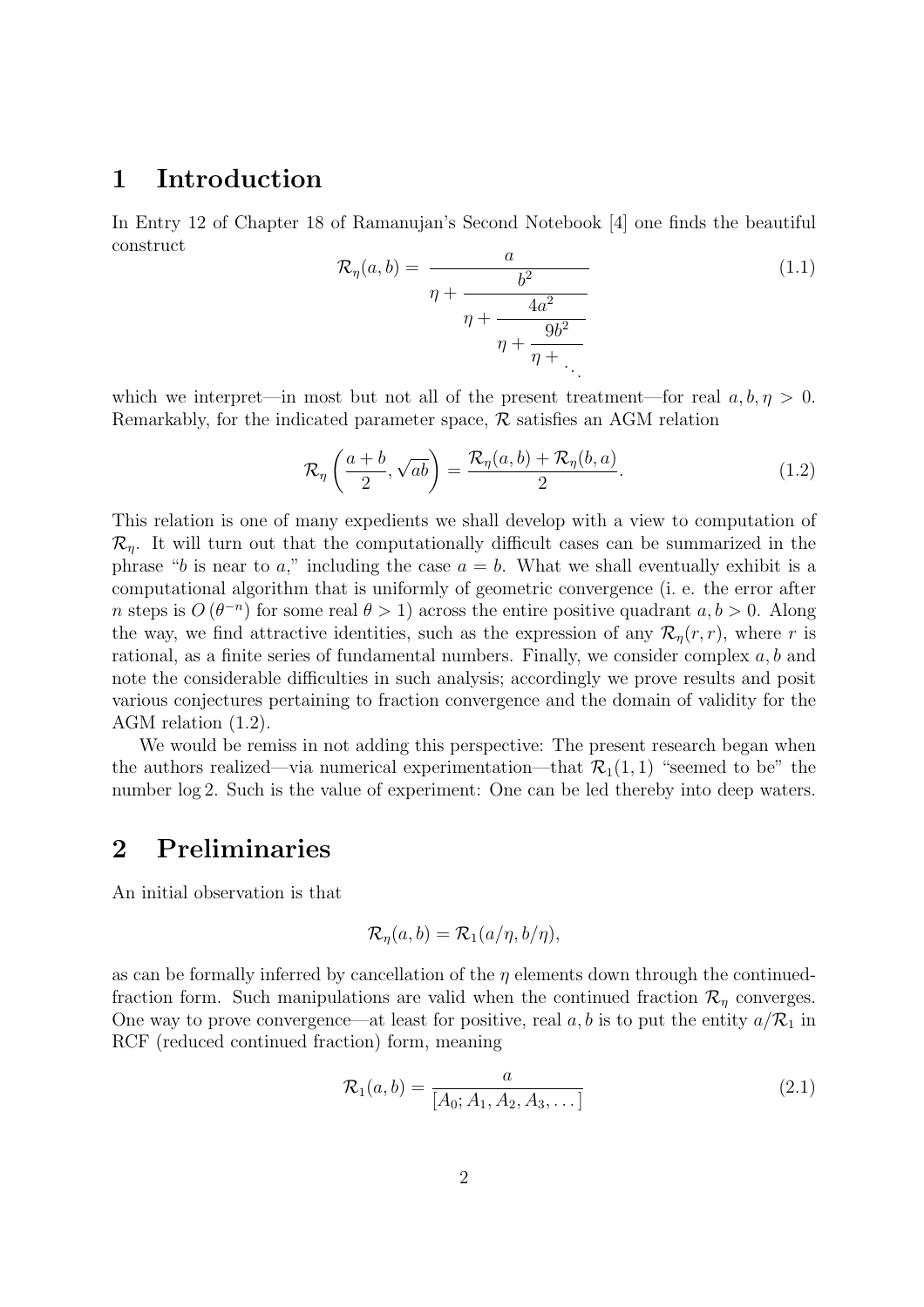# 1 Introduction

In Entry 12 of Chapter 18 of Ramanujan's Second Notebook [4] one finds the beautiful construct

$$\mathcal{R}_\eta(a,b) = \cfrac{a}{\eta + \cfrac{b^2}{\eta + \cfrac{4a^2}{\eta + \cfrac{9b^2}{\eta + \ddots}}}} \tag{1.1}$$

which we interpret—in most but not all of the present treatment—for real $a, b, \eta > 0$. Remarkably, for the indicated parameter space, $\mathcal{R}$ satisfies an AGM relation

$$\mathcal{R}_\eta\left(\frac{a+b}{2}, \sqrt{ab}\right) = \frac{\mathcal{R}_\eta(a,b) + \mathcal{R}_\eta(b,a)}{2}. \tag{1.2}$$

This relation is one of many expedients we shall develop with a view to computation of $\mathcal{R}_\eta$. It will turn out that the computationally difficult cases can be summarized in the phrase "$b$ is near to $a$," including the case $a = b$. What we shall eventually exhibit is a computational algorithm that is uniformly of geometric convergence (i. e. the error after $n$ steps is $O(\theta^{-n})$ for some real $\theta > 1$) across the entire positive quadrant $a, b > 0$. Along the way, we find attractive identities, such as the expression of any $\mathcal{R}_\eta(r, r)$, where $r$ is rational, as a finite series of fundamental numbers. Finally, we consider complex $a, b$ and note the considerable difficulties in such analysis; accordingly we prove results and posit various conjectures pertaining to fraction convergence and the domain of validity for the AGM relation (1.2).

We would be remiss in not adding this perspective: The present research began when the authors realized—via numerical experimentation—that $\mathcal{R}_1(1, 1)$ "seemed to be" the number $\log 2$. Such is the value of experiment: One can be led thereby into deep waters.

# 2 Preliminaries

An initial observation is that

$$\mathcal{R}_\eta(a,b) = \mathcal{R}_1(a/\eta, b/\eta),$$

as can be formally inferred by cancellation of the $\eta$ elements down through the continued-fraction form. Such manipulations are valid when the continued fraction $\mathcal{R}_\eta$ converges. One way to prove convergence—at least for positive, real $a, b$ is to put the entity $a/\mathcal{R}_1$ in RCF (reduced continued fraction) form, meaning

$$\mathcal{R}_1(a,b) = \frac{a}{[A_0; A_1, A_2, A_3, \ldots]} \tag{2.1}$$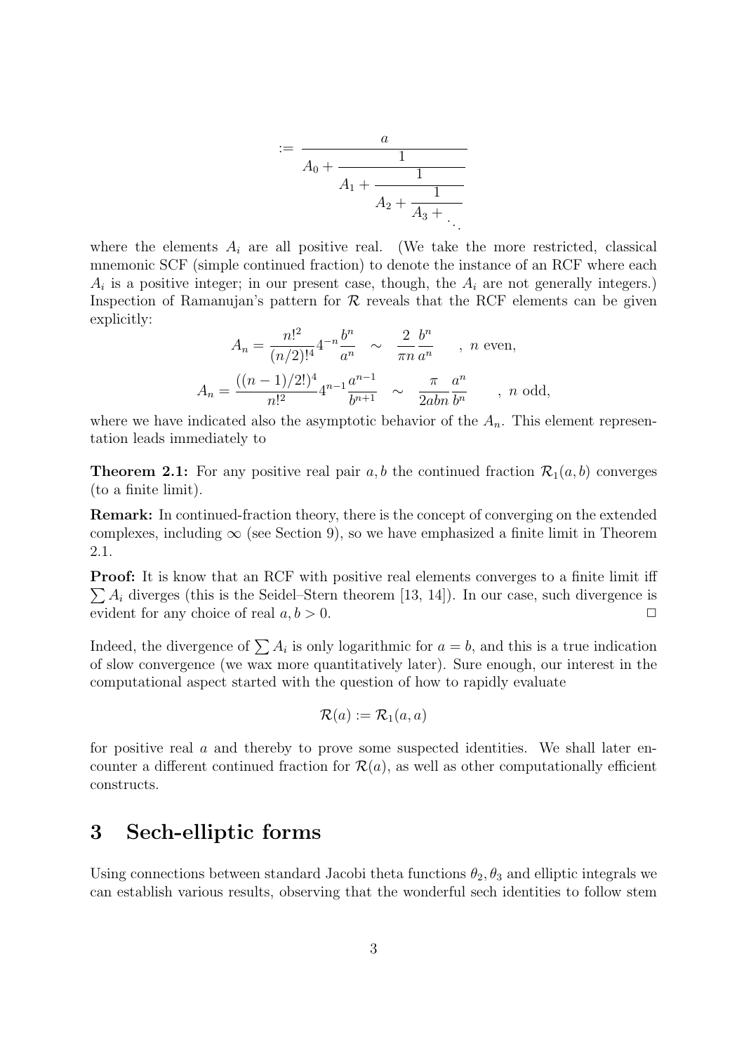$$:= \cfrac{a}{A_0 + \cfrac{1}{A_1 + \cfrac{1}{A_2 + \cfrac{1}{A_3 + \ddots}}}}$$

where the elements $A_i$ are all positive real. (We take the more restricted, classical mnemonic SCF (simple continued fraction) to denote the instance of an RCF where each $A_i$ is a positive integer; in our present case, though, the $A_i$ are not generally integers.) Inspection of Ramanujan's pattern for $\mathcal{R}$ reveals that the RCF elements can be given explicitly:

$$A_n = \frac{n!^2}{(n/2)!^4} 4^{-n} \frac{b^n}{a^n} \quad \sim \quad \frac{2}{\pi n} \frac{b^n}{a^n} \qquad , \ n \text{ even},$$

$$A_n = \frac{((n-1)/2!)^4}{n!^2} 4^{n-1} \frac{a^{n-1}}{b^{n+1}} \quad \sim \quad \frac{\pi}{2abn} \frac{a^n}{b^n} \qquad , \ n \text{ odd},$$

where we have indicated also the asymptotic behavior of the $A_n$. This element representation leads immediately to

**Theorem 2.1:** For any positive real pair $a, b$ the continued fraction $\mathcal{R}_1(a, b)$ converges (to a finite limit).

**Remark:** In continued-fraction theory, there is the concept of converging on the extended complexes, including $\infty$ (see Section 9), so we have emphasized a finite limit in Theorem 2.1.

**Proof:** It is know that an RCF with positive real elements converges to a finite limit iff $\sum A_i$ diverges (this is the Seidel–Stern theorem [13, 14]). In our case, such divergence is evident for any choice of real $a, b > 0$. $\square$

Indeed, the divergence of $\sum A_i$ is only logarithmic for $a = b$, and this is a true indication of slow convergence (we wax more quantitatively later). Sure enough, our interest in the computational aspect started with the question of how to rapidly evaluate

$$\mathcal{R}(a) := \mathcal{R}_1(a, a)$$

for positive real $a$ and thereby to prove some suspected identities. We shall later encounter a different continued fraction for $\mathcal{R}(a)$, as well as other computationally efficient constructs.

# 3 Sech-elliptic forms

Using connections between standard Jacobi theta functions $\theta_2, \theta_3$ and elliptic integrals we can establish various results, observing that the wonderful sech identities to follow stem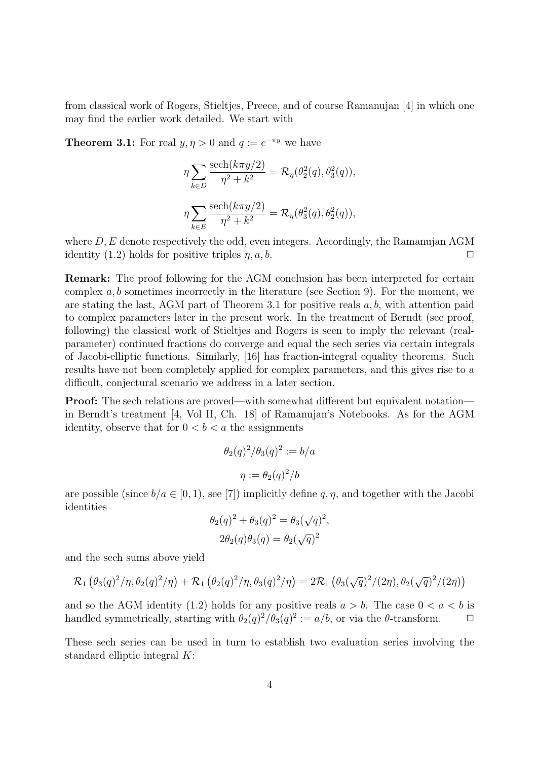from classical work of Rogers, Stieltjes, Preece, and of course Ramanujan [4] in which one may find the earlier work detailed. We start with

**Theorem 3.1:** For real $y, \eta > 0$ and $q := e^{-\pi y}$ we have

$$\eta \sum_{k \in D} \frac{\operatorname{sech}(k\pi y/2)}{\eta^2 + k^2} = \mathcal{R}_\eta(\theta_2^2(q), \theta_3^2(q)),$$

$$\eta \sum_{k \in E} \frac{\operatorname{sech}(k\pi y/2)}{\eta^2 + k^2} = \mathcal{R}_\eta(\theta_3^2(q), \theta_2^2(q)),$$

where $D, E$ denote respectively the odd, even integers. Accordingly, the Ramanujan AGM identity (1.2) holds for positive triples $\eta, a, b$. $\Box$

**Remark:** The proof following for the AGM conclusion has been interpreted for certain complex $a, b$ sometimes incorrectly in the literature (see Section 9). For the moment, we are stating the last, AGM part of Theorem 3.1 for positive reals $a, b$, with attention paid to complex parameters later in the present work. In the treatment of Berndt (see proof, following) the classical work of Stieltjes and Rogers is seen to imply the relevant (real-parameter) continued fractions do converge and equal the sech series via certain integrals of Jacobi-elliptic functions. Similarly, [16] has fraction-integral equality theorems. Such results have not been completely applied for complex parameters, and this gives rise to a difficult, conjectural scenario we address in a later section.

**Proof:** The sech relations are proved—with somewhat different but equivalent notation—in Berndt's treatment [4, Vol II, Ch. 18] of Ramanujan's Notebooks. As for the AGM identity, observe that for $0 < b < a$ the assignments

$$\theta_2(q)^2/\theta_3(q)^2 := b/a$$

$$\eta := \theta_2(q)^2/b$$

are possible (since $b/a \in [0, 1)$, see [7]) implicitly define $q, \eta$, and together with the Jacobi identities

$$\theta_2(q)^2 + \theta_3(q)^2 = \theta_3(\sqrt{q})^2,$$
$$2\theta_2(q)\theta_3(q) = \theta_2(\sqrt{q})^2$$

and the sech sums above yield

$$\mathcal{R}_1\left(\theta_3(q)^2/\eta, \theta_2(q)^2/\eta\right) + \mathcal{R}_1\left(\theta_2(q)^2/\eta, \theta_3(q)^2/\eta\right) = 2\mathcal{R}_1\left(\theta_3(\sqrt{q})^2/(2\eta), \theta_2(\sqrt{q})^2/(2\eta)\right)$$

and so the AGM identity (1.2) holds for any positive reals $a > b$. The case $0 < a < b$ is handled symmetrically, starting with $\theta_2(q)^2/\theta_3(q)^2 := a/b$, or via the $\theta$-transform. $\Box$

These sech series can be used in turn to establish two evaluation series involving the standard elliptic integral $K$: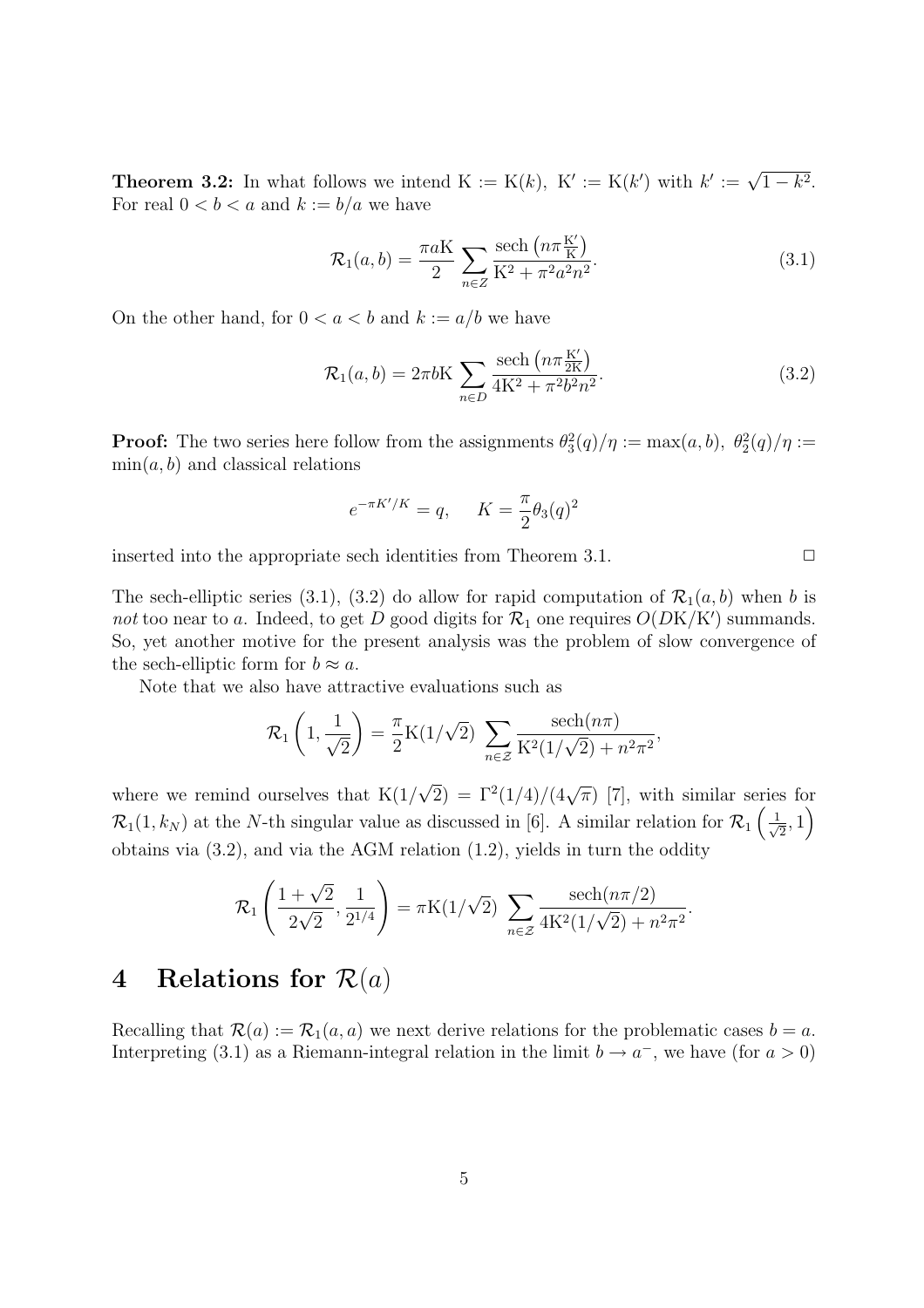**Theorem 3.2:** In what follows we intend $\mathrm{K} := \mathrm{K}(k),\ \mathrm{K}' := \mathrm{K}(k')$ with $k' := \sqrt{1-k^2}$. For real $0 < b < a$ and $k := b/a$ we have

$$\mathcal{R}_1(a,b) = \frac{\pi a \mathrm{K}}{2} \sum_{n \in Z} \frac{\operatorname{sech}\left(n\pi \frac{\mathrm{K}'}{\mathrm{K}}\right)}{\mathrm{K}^2 + \pi^2 a^2 n^2}. \tag{3.1}$$

On the other hand, for $0 < a < b$ and $k := a/b$ we have

$$\mathcal{R}_1(a,b) = 2\pi b \mathrm{K} \sum_{n \in D} \frac{\operatorname{sech}\left(n\pi \frac{\mathrm{K}'}{2\mathrm{K}}\right)}{4\mathrm{K}^2 + \pi^2 b^2 n^2}. \tag{3.2}$$

**Proof:** The two series here follow from the assignments $\theta_3^2(q)/\eta := \max(a,b),\ \theta_2^2(q)/\eta := \min(a,b)$ and classical relations

$$e^{-\pi K'/K} = q, \qquad K = \frac{\pi}{2}\theta_3(q)^2$$

inserted into the appropriate sech identities from Theorem 3.1. $\square$

The sech-elliptic series (3.1), (3.2) do allow for rapid computation of $\mathcal{R}_1(a,b)$ when $b$ is *not* too near to $a$. Indeed, to get $D$ good digits for $\mathcal{R}_1$ one requires $O(D\mathrm{K}/\mathrm{K}')$ summands. So, yet another motive for the present analysis was the problem of slow convergence of the sech-elliptic form for $b \approx a$.

Note that we also have attractive evaluations such as

$$\mathcal{R}_1\left(1, \frac{1}{\sqrt{2}}\right) = \frac{\pi}{2}\mathrm{K}(1/\sqrt{2}) \sum_{n \in \mathcal{Z}} \frac{\operatorname{sech}(n\pi)}{\mathrm{K}^2(1/\sqrt{2}) + n^2\pi^2},$$

where we remind ourselves that $\mathrm{K}(1/\sqrt{2}) = \Gamma^2(1/4)/(4\sqrt{\pi})$ [7], with similar series for $\mathcal{R}_1(1, k_N)$ at the $N$-th singular value as discussed in [6]. A similar relation for $\mathcal{R}_1\left(\frac{1}{\sqrt{2}}, 1\right)$ obtains via (3.2), and via the AGM relation (1.2), yields in turn the oddity

$$\mathcal{R}_1\left(\frac{1+\sqrt{2}}{2\sqrt{2}}, \frac{1}{2^{1/4}}\right) = \pi \mathrm{K}(1/\sqrt{2}) \sum_{n \in \mathcal{Z}} \frac{\operatorname{sech}(n\pi/2)}{4\mathrm{K}^2(1/\sqrt{2}) + n^2\pi^2}.$$

# 4 Relations for $\mathcal{R}(a)$

Recalling that $\mathcal{R}(a) := \mathcal{R}_1(a,a)$ we next derive relations for the problematic cases $b = a$. Interpreting (3.1) as a Riemann-integral relation in the limit $b \to a^-$, we have (for $a > 0$)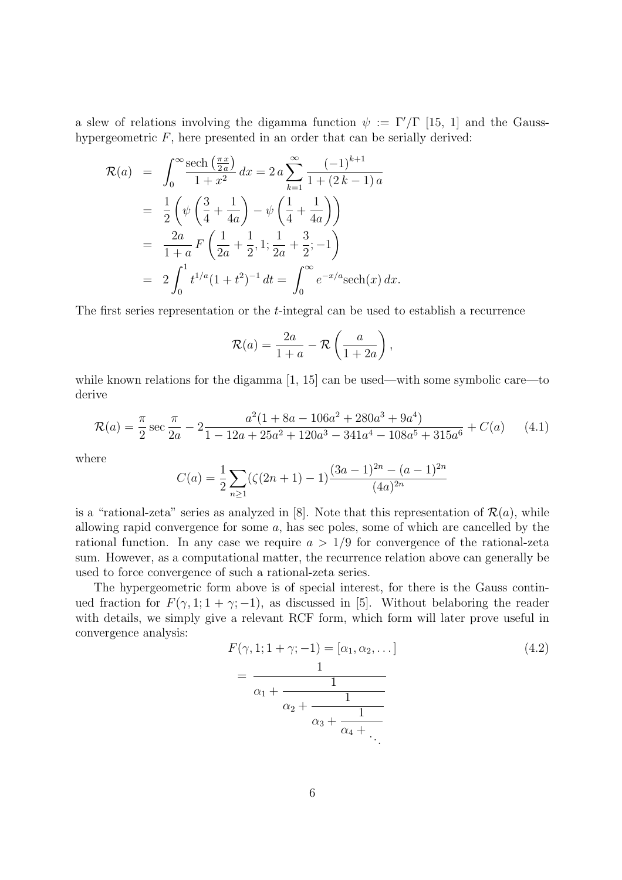a slew of relations involving the digamma function $\psi := \Gamma'/\Gamma$ [15, 1] and the Gauss-hypergeometric $F$, here presented in an order that can be serially derived:

$$
\begin{aligned}
\mathcal{R}(a) &= \int_0^\infty \frac{\operatorname{sech}\left(\frac{\pi x}{2a}\right)}{1+x^2}\,dx = 2\,a\sum_{k=1}^{\infty}\frac{(-1)^{k+1}}{1+(2\,k-1)\,a} \\
&= \frac{1}{2}\left(\psi\left(\frac{3}{4}+\frac{1}{4a}\right)-\psi\left(\frac{1}{4}+\frac{1}{4a}\right)\right) \\
&= \frac{2a}{1+a}\,F\left(\frac{1}{2a}+\frac{1}{2},1;\frac{1}{2a}+\frac{3}{2};-1\right) \\
&= 2\int_0^1 t^{1/a}(1+t^2)^{-1}\,dt = \int_0^\infty e^{-x/a}\operatorname{sech}(x)\,dx.
\end{aligned}
$$

The first series representation or the $t$-integral can be used to establish a recurrence

$$
\mathcal{R}(a) = \frac{2a}{1+a} - \mathcal{R}\left(\frac{a}{1+2a}\right),
$$

while known relations for the digamma [1, 15] can be used—with some symbolic care—to derive

$$
\mathcal{R}(a) = \frac{\pi}{2}\sec\frac{\pi}{2a} - 2\frac{a^2(1+8a-106a^2+280a^3+9a^4)}{1-12a+25a^2+120a^3-341a^4-108a^5+315a^6} + C(a) \tag{4.1}
$$

where

$$
C(a) = \frac{1}{2}\sum_{n\geq 1}(\zeta(2n+1)-1)\frac{(3a-1)^{2n}-(a-1)^{2n}}{(4a)^{2n}}
$$

is a "rational-zeta" series as analyzed in [8]. Note that this representation of $\mathcal{R}(a)$, while allowing rapid convergence for some $a$, has sec poles, some of which are cancelled by the rational function. In any case we require $a > 1/9$ for convergence of the rational-zeta sum. However, as a computational matter, the recurrence relation above can generally be used to force convergence of such a rational-zeta series.

The hypergeometric form above is of special interest, for there is the Gauss continued fraction for $F(\gamma, 1; 1+\gamma; -1)$, as discussed in [5]. Without belaboring the reader with details, we simply give a relevant RCF form, which form will later prove useful in convergence analysis:

$$
\begin{aligned}
F(\gamma,1;1+\gamma;-1) &= [\alpha_1,\alpha_2,\ldots] \\
&= \cfrac{1}{\alpha_1+\cfrac{1}{\alpha_2+\cfrac{1}{\alpha_3+\cfrac{1}{\alpha_4+\ddots}}}}
\end{aligned} \tag{4.2}
$$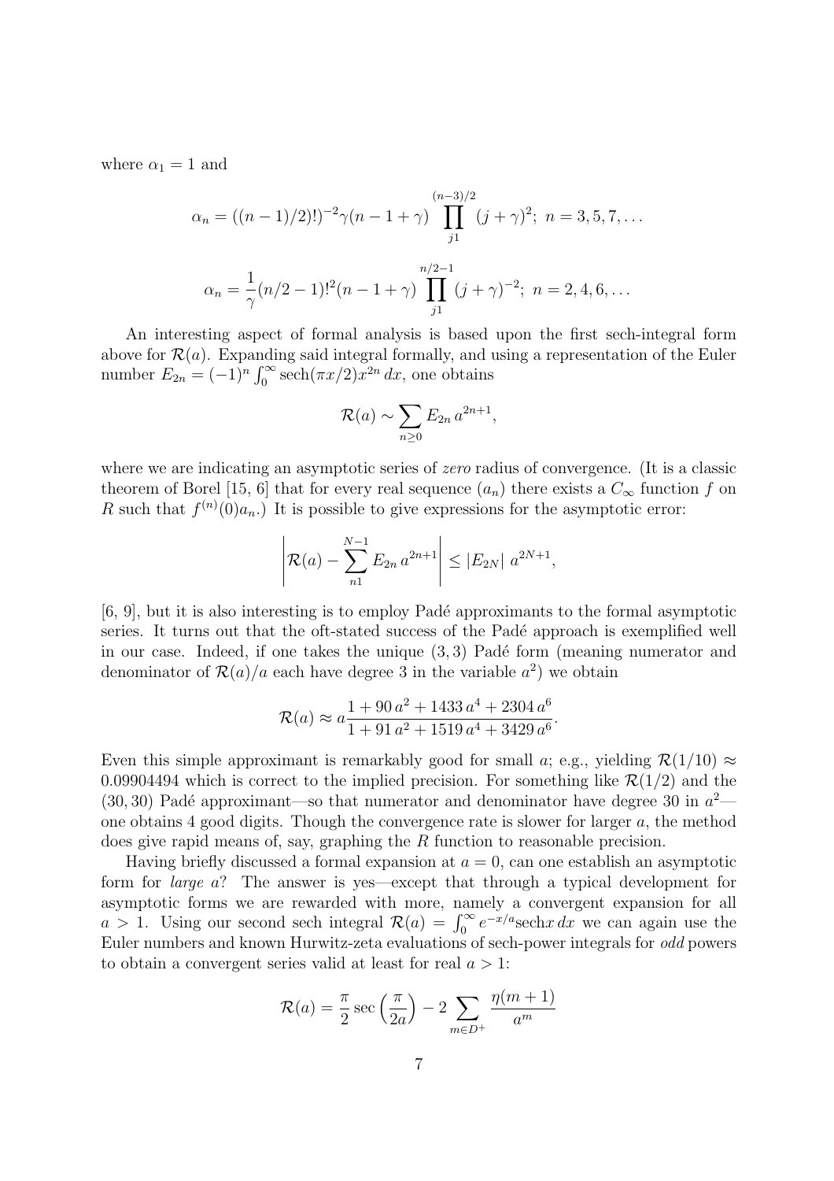where $\alpha_1 = 1$ and

$$\alpha_n = ((n-1)/2)!)^{-2}\gamma(n-1+\gamma)\prod_{j1}^{(n-3)/2}(j+\gamma)^2;\ n = 3, 5, 7, \ldots$$

$$\alpha_n = \frac{1}{\gamma}(n/2-1)!^2(n-1+\gamma)\prod_{j1}^{n/2-1}(j+\gamma)^{-2};\ n = 2, 4, 6, \ldots$$

An interesting aspect of formal analysis is based upon the first sech-integral form above for $\mathcal{R}(a)$. Expanding said integral formally, and using a representation of the Euler number $E_{2n} = (-1)^n \int_0^\infty \text{sech}(\pi x/2) x^{2n}\, dx$, one obtains

$$\mathcal{R}(a) \sim \sum_{n \geq 0} E_{2n}\, a^{2n+1},$$

where we are indicating an asymptotic series of *zero* radius of convergence. (It is a classic theorem of Borel [15, 6] that for every real sequence $(a_n)$ there exists a $C_\infty$ function $f$ on $R$ such that $f^{(n)}(0)a_n$.) It is possible to give expressions for the asymptotic error:

$$\left| \mathcal{R}(a) - \sum_{n1}^{N-1} E_{2n}\, a^{2n+1} \right| \leq |E_{2N}|\ a^{2N+1},$$

[6, 9], but it is also interesting is to employ Padé approximants to the formal asymptotic series. It turns out that the oft-stated success of the Padé approach is exemplified well in our case. Indeed, if one takes the unique $(3, 3)$ Padé form (meaning numerator and denominator of $\mathcal{R}(a)/a$ each have degree 3 in the variable $a^2$) we obtain

$$\mathcal{R}(a) \approx a\frac{1 + 90\, a^2 + 1433\, a^4 + 2304\, a^6}{1 + 91\, a^2 + 1519\, a^4 + 3429\, a^6}.$$

Even this simple approximant is remarkably good for small $a$; e.g., yielding $\mathcal{R}(1/10) \approx 0.09904494$ which is correct to the implied precision. For something like $\mathcal{R}(1/2)$ and the $(30, 30)$ Padé approximant—so that numerator and denominator have degree 30 in $a^2$—one obtains 4 good digits. Though the convergence rate is slower for larger $a$, the method does give rapid means of, say, graphing the $R$ function to reasonable precision.

Having briefly discussed a formal expansion at $a = 0$, can one establish an asymptotic form for *large* $a$? The answer is yes—except that through a typical development for asymptotic forms we are rewarded with more, namely a convergent expansion for all $a > 1$. Using our second sech integral $\mathcal{R}(a) = \int_0^\infty e^{-x/a}\text{sech} x\, dx$ we can again use the Euler numbers and known Hurwitz-zeta evaluations of sech-power integrals for *odd* powers to obtain a convergent series valid at least for real $a > 1$:

$$\mathcal{R}(a) = \frac{\pi}{2}\sec\left(\frac{\pi}{2a}\right) - 2\sum_{m \in D^+} \frac{\eta(m+1)}{a^m}$$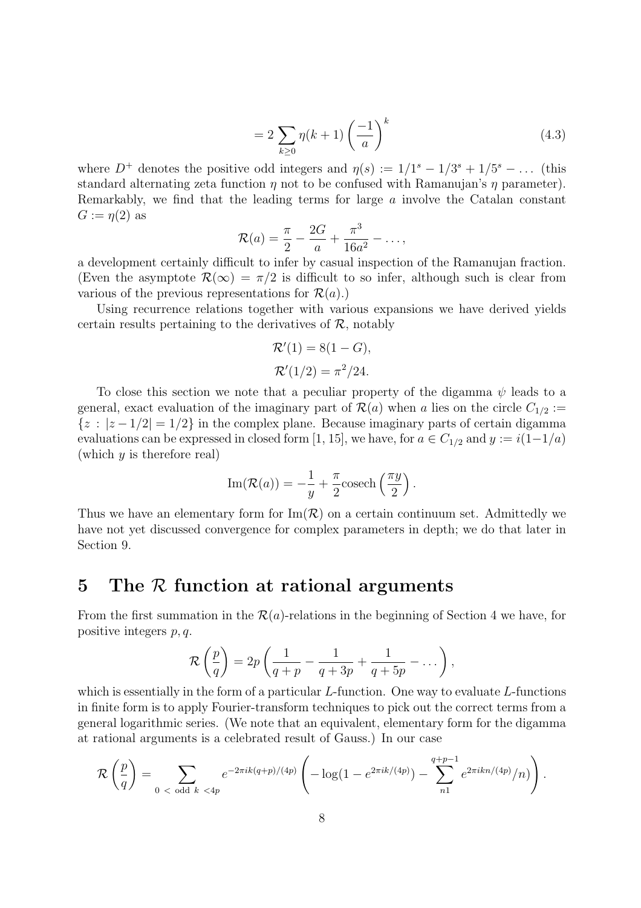$$= 2 \sum_{k \geq 0} \eta(k+1) \left( \frac{-1}{a} \right)^k \tag{4.3}$$

where $D^+$ denotes the positive odd integers and $\eta(s) := 1/1^s - 1/3^s + 1/5^s - \ldots$ (this standard alternating zeta function $\eta$ not to be confused with Ramanujan's $\eta$ parameter). Remarkably, we find that the leading terms for large $a$ involve the Catalan constant $G := \eta(2)$ as

$$\mathcal{R}(a) = \frac{\pi}{2} - \frac{2G}{a} + \frac{\pi^3}{16a^2} - \ldots,$$

a development certainly difficult to infer by casual inspection of the Ramanujan fraction. (Even the asymptote $\mathcal{R}(\infty) = \pi/2$ is difficult to so infer, although such is clear from various of the previous representations for $\mathcal{R}(a)$.)

Using recurrence relations together with various expansions we have derived yields certain results pertaining to the derivatives of $\mathcal{R}$, notably

$$\mathcal{R}'(1) = 8(1 - G),$$

$$\mathcal{R}'(1/2) = \pi^2/24.$$

To close this section we note that a peculiar property of the digamma $\psi$ leads to a general, exact evaluation of the imaginary part of $\mathcal{R}(a)$ when $a$ lies on the circle $C_{1/2} := \{z : |z - 1/2| = 1/2\}$ in the complex plane. Because imaginary parts of certain digamma evaluations can be expressed in closed form [1, 15], we have, for $a \in C_{1/2}$ and $y := i(1 - 1/a)$ (which $y$ is therefore real)

$$\mathrm{Im}(\mathcal{R}(a)) = -\frac{1}{y} + \frac{\pi}{2} \mathrm{cosech} \left( \frac{\pi y}{2} \right).$$

Thus we have an elementary form for $\mathrm{Im}(\mathcal{R})$ on a certain continuum set. Admittedly we have not yet discussed convergence for complex parameters in depth; we do that later in Section 9.

## 5 The $\mathcal{R}$ function at rational arguments

From the first summation in the $\mathcal{R}(a)$-relations in the beginning of Section 4 we have, for positive integers $p, q$.

$$\mathcal{R}\left( \frac{p}{q} \right) = 2p \left( \frac{1}{q+p} - \frac{1}{q+3p} + \frac{1}{q+5p} - \ldots \right),$$

which is essentially in the form of a particular $L$-function. One way to evaluate $L$-functions in finite form is to apply Fourier-transform techniques to pick out the correct terms from a general logarithmic series. (We note that an equivalent, elementary form for the digamma at rational arguments is a celebrated result of Gauss.) In our case

$$\mathcal{R}\left( \frac{p}{q} \right) = \sum_{0 \, < \, \text{odd } k \, < 4p} e^{-2\pi i k(q+p)/(4p)} \left( -\log(1 - e^{2\pi i k/(4p)}) - \sum_{n1}^{q+p-1} e^{2\pi i k n/(4p)}/n \right).$$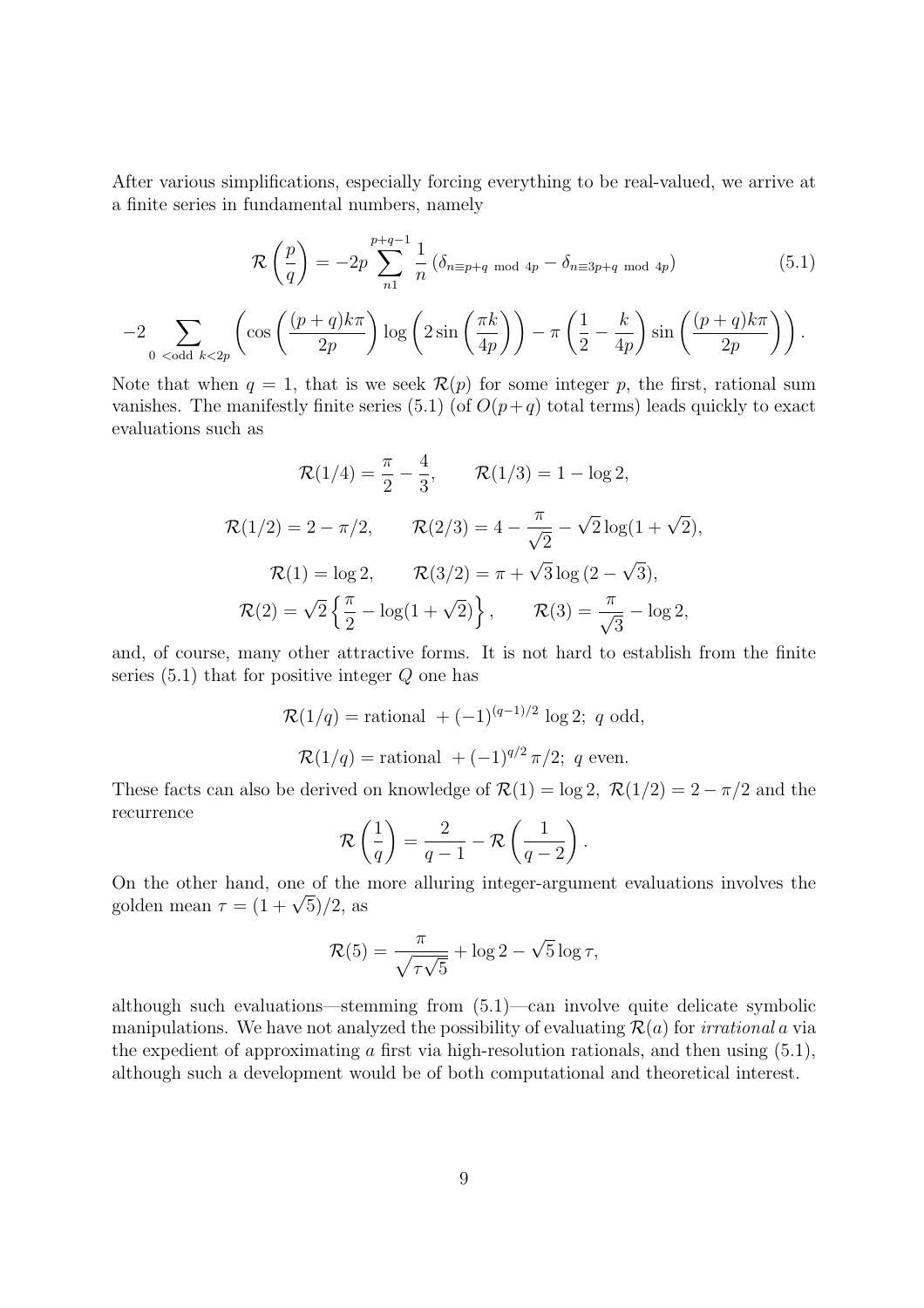After various simplifications, especially forcing everything to be real-valued, we arrive at a finite series in fundamental numbers, namely

$$\mathcal{R}\left(\frac{p}{q}\right) = -2p \sum_{n1}^{p+q-1} \frac{1}{n} \left(\delta_{n\equiv p+q \bmod 4p} - \delta_{n\equiv 3p+q \bmod 4p}\right) \tag{5.1}$$

$$-2 \sum_{0\ <\text{odd}\ k<2p} \left( \cos\left(\frac{(p+q)k\pi}{2p}\right) \log\left(2\sin\left(\frac{\pi k}{4p}\right)\right) - \pi\left(\frac{1}{2} - \frac{k}{4p}\right) \sin\left(\frac{(p+q)k\pi}{2p}\right) \right).$$

Note that when $q = 1$, that is we seek $\mathcal{R}(p)$ for some integer $p$, the first, rational sum vanishes. The manifestly finite series (5.1) (of $O(p+q)$ total terms) leads quickly to exact evaluations such as

$$\mathcal{R}(1/4) = \frac{\pi}{2} - \frac{4}{3}, \qquad \mathcal{R}(1/3) = 1 - \log 2,$$

$$\mathcal{R}(1/2) = 2 - \pi/2, \qquad \mathcal{R}(2/3) = 4 - \frac{\pi}{\sqrt{2}} - \sqrt{2}\log(1+\sqrt{2}),$$

$$\mathcal{R}(1) = \log 2, \qquad \mathcal{R}(3/2) = \pi + \sqrt{3}\log\left(2-\sqrt{3}\right),$$

$$\mathcal{R}(2) = \sqrt{2}\left\{\frac{\pi}{2} - \log(1+\sqrt{2})\right\}, \qquad \mathcal{R}(3) = \frac{\pi}{\sqrt{3}} - \log 2,$$

and, of course, many other attractive forms. It is not hard to establish from the finite series (5.1) that for positive integer $Q$ one has

$$\mathcal{R}(1/q) = \text{rational } + (-1)^{(q-1)/2}\log 2;\ q \text{ odd},$$

$$\mathcal{R}(1/q) = \text{rational } + (-1)^{q/2}\,\pi/2;\ q \text{ even}.$$

These facts can also be derived on knowledge of $\mathcal{R}(1) = \log 2,\ \mathcal{R}(1/2) = 2 - \pi/2$ and the recurrence

$$\mathcal{R}\left(\frac{1}{q}\right) = \frac{2}{q-1} - \mathcal{R}\left(\frac{1}{q-2}\right).$$

On the other hand, one of the more alluring integer-argument evaluations involves the golden mean $\tau = (1+\sqrt{5})/2$, as

$$\mathcal{R}(5) = \frac{\pi}{\sqrt{\tau\sqrt{5}}} + \log 2 - \sqrt{5}\log\tau,$$

although such evaluations—stemming from (5.1)—can involve quite delicate symbolic manipulations. We have not analyzed the possibility of evaluating $\mathcal{R}(a)$ for *irrational* $a$ via the expedient of approximating $a$ first via high-resolution rationals, and then using (5.1), although such a development would be of both computational and theoretical interest.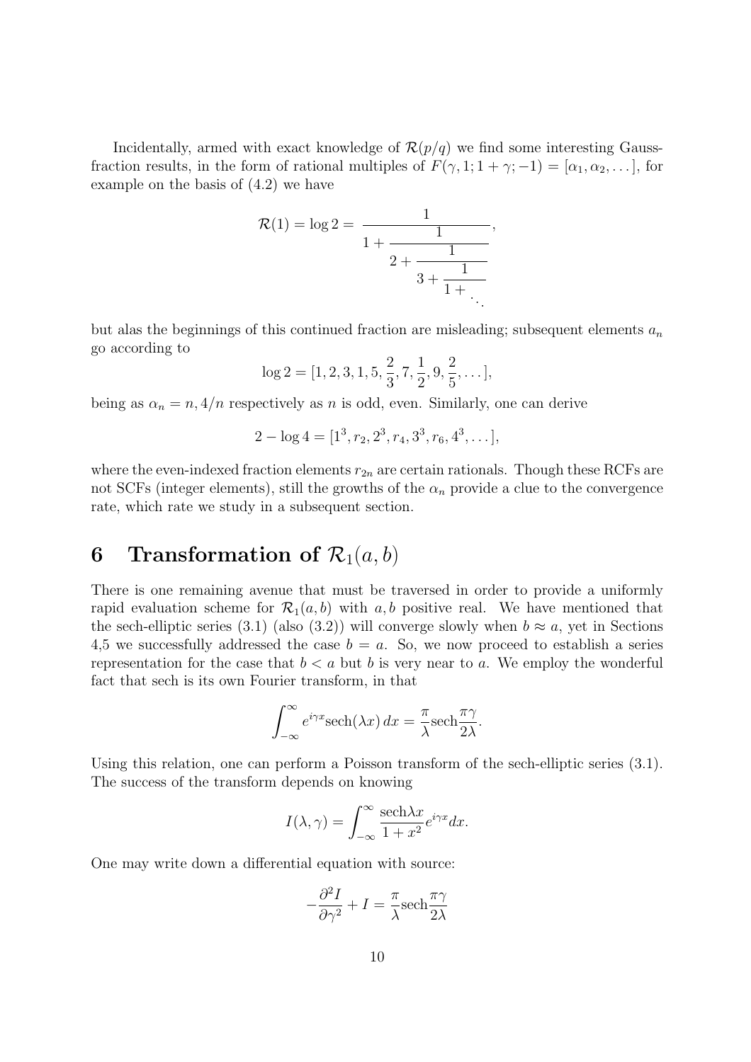Incidentally, armed with exact knowledge of $\mathcal{R}(p/q)$ we find some interesting Gauss-fraction results, in the form of rational multiples of $F(\gamma, 1; 1+\gamma; -1) = [\alpha_1, \alpha_2, \dots]$, for example on the basis of (4.2) we have

$$\mathcal{R}(1) = \log 2 = \cfrac{1}{1 + \cfrac{1}{2 + \cfrac{1}{3 + \cfrac{1}{1 + \ddots}}}},$$

but alas the beginnings of this continued fraction are misleading; subsequent elements $a_n$ go according to

$$\log 2 = [1, 2, 3, 1, 5, \frac{2}{3}, 7, \frac{1}{2}, 9, \frac{2}{5}, \dots],$$

being as $\alpha_n = n, 4/n$ respectively as $n$ is odd, even. Similarly, one can derive

$$2 - \log 4 = [1^3, r_2, 2^3, r_4, 3^3, r_6, 4^3, \dots],$$

where the even-indexed fraction elements $r_{2n}$ are certain rationals. Though these RCFs are not SCFs (integer elements), still the growths of the $\alpha_n$ provide a clue to the convergence rate, which rate we study in a subsequent section.

# 6 Transformation of $\mathcal{R}_1(a, b)$

There is one remaining avenue that must be traversed in order to provide a uniformly rapid evaluation scheme for $\mathcal{R}_1(a, b)$ with $a, b$ positive real. We have mentioned that the sech-elliptic series (3.1) (also (3.2)) will converge slowly when $b \approx a$, yet in Sections 4,5 we successfully addressed the case $b = a$. So, we now proceed to establish a series representation for the case that $b < a$ but $b$ is very near to $a$. We employ the wonderful fact that sech is its own Fourier transform, in that

$$\int_{-\infty}^{\infty} e^{i\gamma x} \operatorname{sech}(\lambda x)\, dx = \frac{\pi}{\lambda} \operatorname{sech} \frac{\pi \gamma}{2\lambda}.$$

Using this relation, one can perform a Poisson transform of the sech-elliptic series (3.1). The success of the transform depends on knowing

$$I(\lambda, \gamma) = \int_{-\infty}^{\infty} \frac{\operatorname{sech} \lambda x}{1 + x^2} e^{i\gamma x} dx.$$

One may write down a differential equation with source:

$$-\frac{\partial^2 I}{\partial \gamma^2} + I = \frac{\pi}{\lambda} \operatorname{sech} \frac{\pi \gamma}{2\lambda}$$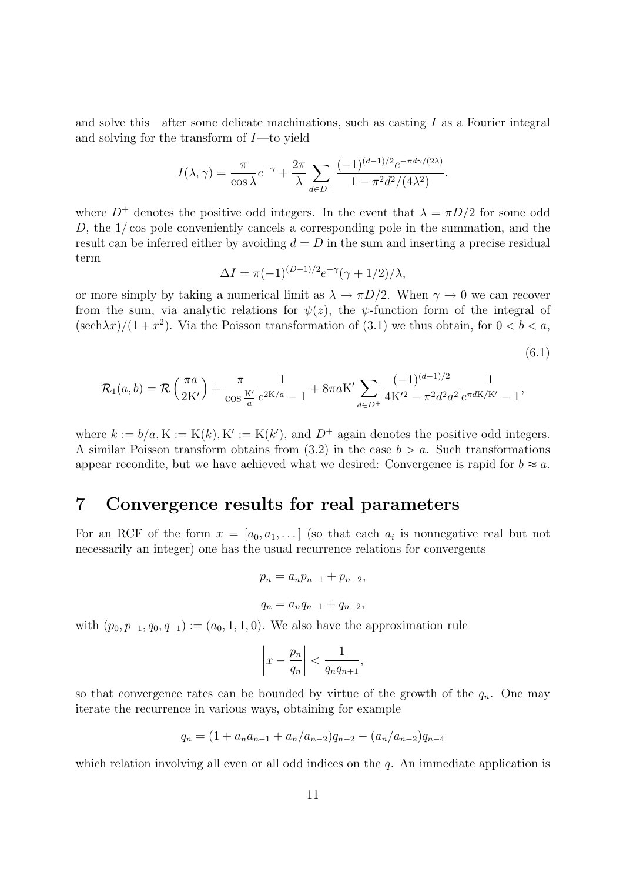and solve this—after some delicate machinations, such as casting $I$ as a Fourier integral and solving for the transform of $I$—to yield

$$I(\lambda, \gamma) = \frac{\pi}{\cos \lambda} e^{-\gamma} + \frac{2\pi}{\lambda} \sum_{d \in D^+} \frac{(-1)^{(d-1)/2} e^{-\pi d \gamma/(2\lambda)}}{1 - \pi^2 d^2/(4\lambda^2)}.$$

where $D^+$ denotes the positive odd integers. In the event that $\lambda = \pi D/2$ for some odd $D$, the $1/\cos$ pole conveniently cancels a corresponding pole in the summation, and the result can be inferred either by avoiding $d = D$ in the sum and inserting a precise residual term

$$\Delta I = \pi(-1)^{(D-1)/2} e^{-\gamma}(\gamma + 1/2)/\lambda,$$

or more simply by taking a numerical limit as $\lambda \to \pi D/2$. When $\gamma \to 0$ we can recover from the sum, via analytic relations for $\psi(z)$, the $\psi$-function form of the integral of $(\mathrm{sech} \lambda x)/(1 + x^2)$. Via the Poisson transformation of (3.1) we thus obtain, for $0 < b < a$,

$$\mathcal{R}_1(a, b) = \mathcal{R}\left(\frac{\pi a}{2\mathrm{K}'}\right) + \frac{\pi}{\cos \frac{\mathrm{K}'}{a}} \frac{1}{e^{2\mathrm{K}/a} - 1} + 8\pi a \mathrm{K}' \sum_{d \in D^+} \frac{(-1)^{(d-1)/2}}{4\mathrm{K}'^2 - \pi^2 d^2 a^2} \frac{1}{e^{\pi d \mathrm{K}/\mathrm{K}'} - 1}, \tag{6.1}$$

where $k := b/a, \mathrm{K} := \mathrm{K}(k), \mathrm{K}' := \mathrm{K}(k')$, and $D^+$ again denotes the positive odd integers. A similar Poisson transform obtains from (3.2) in the case $b > a$. Such transformations appear recondite, but we have achieved what we desired: Convergence is rapid for $b \approx a$.

## 7 Convergence results for real parameters

For an RCF of the form $x = [a_0, a_1, \dots]$ (so that each $a_i$ is nonnegative real but not necessarily an integer) one has the usual recurrence relations for convergents

$$p_n = a_n p_{n-1} + p_{n-2},$$

$$q_n = a_n q_{n-1} + q_{n-2},$$

with $(p_0, p_{-1}, q_0, q_{-1}) := (a_0, 1, 1, 0)$. We also have the approximation rule

$$\left| x - \frac{p_n}{q_n} \right| < \frac{1}{q_n q_{n+1}},$$

so that convergence rates can be bounded by virtue of the growth of the $q_n$. One may iterate the recurrence in various ways, obtaining for example

$$q_n = (1 + a_n a_{n-1} + a_n/a_{n-2}) q_{n-2} - (a_n/a_{n-2}) q_{n-4}$$

which relation involving all even or all odd indices on the $q$. An immediate application is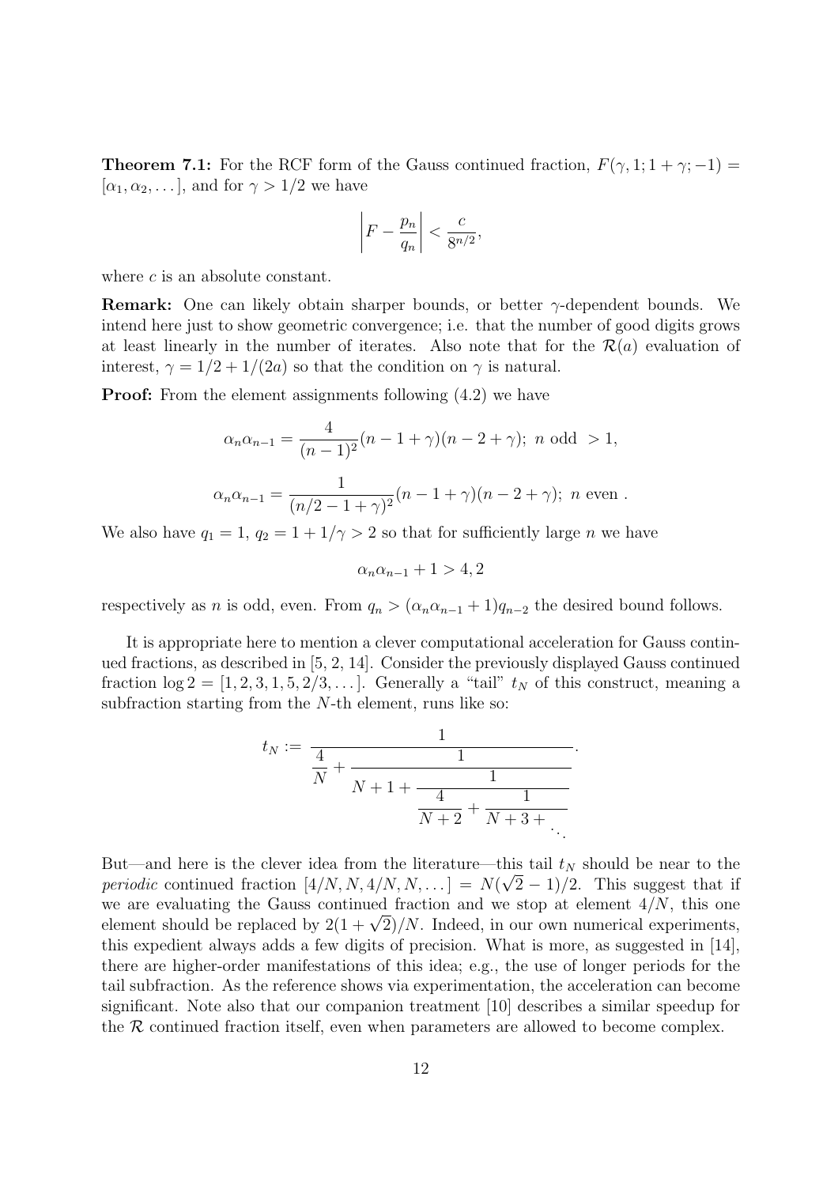**Theorem 7.1:** For the RCF form of the Gauss continued fraction, $F(\gamma, 1; 1+\gamma; -1) = [\alpha_1, \alpha_2, \dots]$, and for $\gamma > 1/2$ we have

$$\left| F - \frac{p_n}{q_n} \right| < \frac{c}{8^{n/2}},$$

where $c$ is an absolute constant.

**Remark:** One can likely obtain sharper bounds, or better $\gamma$-dependent bounds. We intend here just to show geometric convergence; i.e. that the number of good digits grows at least linearly in the number of iterates. Also note that for the $\mathcal{R}(a)$ evaluation of interest, $\gamma = 1/2 + 1/(2a)$ so that the condition on $\gamma$ is natural.

**Proof:** From the element assignments following (4.2) we have

$$\alpha_n \alpha_{n-1} = \frac{4}{(n-1)^2}(n-1+\gamma)(n-2+\gamma);\ n \text{ odd } > 1,$$

$$\alpha_n \alpha_{n-1} = \frac{1}{(n/2-1+\gamma)^2}(n-1+\gamma)(n-2+\gamma);\ n \text{ even }.$$

We also have $q_1 = 1$, $q_2 = 1 + 1/\gamma > 2$ so that for sufficiently large $n$ we have

$$\alpha_n \alpha_{n-1} + 1 > 4, 2$$

respectively as $n$ is odd, even. From $q_n > (\alpha_n \alpha_{n-1} + 1) q_{n-2}$ the desired bound follows.

It is appropriate here to mention a clever computational acceleration for Gauss continued fractions, as described in [5, 2, 14]. Consider the previously displayed Gauss continued fraction $\log 2 = [1, 2, 3, 1, 5, 2/3, \dots]$. Generally a "tail" $t_N$ of this construct, meaning a subfraction starting from the $N$-th element, runs like so:

$$t_N := \cfrac{1}{\cfrac{4}{N} + \cfrac{1}{N+1+\cfrac{1}{\cfrac{4}{N+2} + \cfrac{1}{N+3+\ddots}}}}.$$

But—and here is the clever idea from the literature—this tail $t_N$ should be near to the *periodic* continued fraction $[4/N, N, 4/N, N, \dots] = N(\sqrt{2}-1)/2$. This suggest that if we are evaluating the Gauss continued fraction and we stop at element $4/N$, this one element should be replaced by $2(1+\sqrt{2})/N$. Indeed, in our own numerical experiments, this expedient always adds a few digits of precision. What is more, as suggested in [14], there are higher-order manifestations of this idea; e.g., the use of longer periods for the tail subfraction. As the reference shows via experimentation, the acceleration can become significant. Note also that our companion treatment [10] describes a similar speedup for the $\mathcal{R}$ continued fraction itself, even when parameters are allowed to become complex.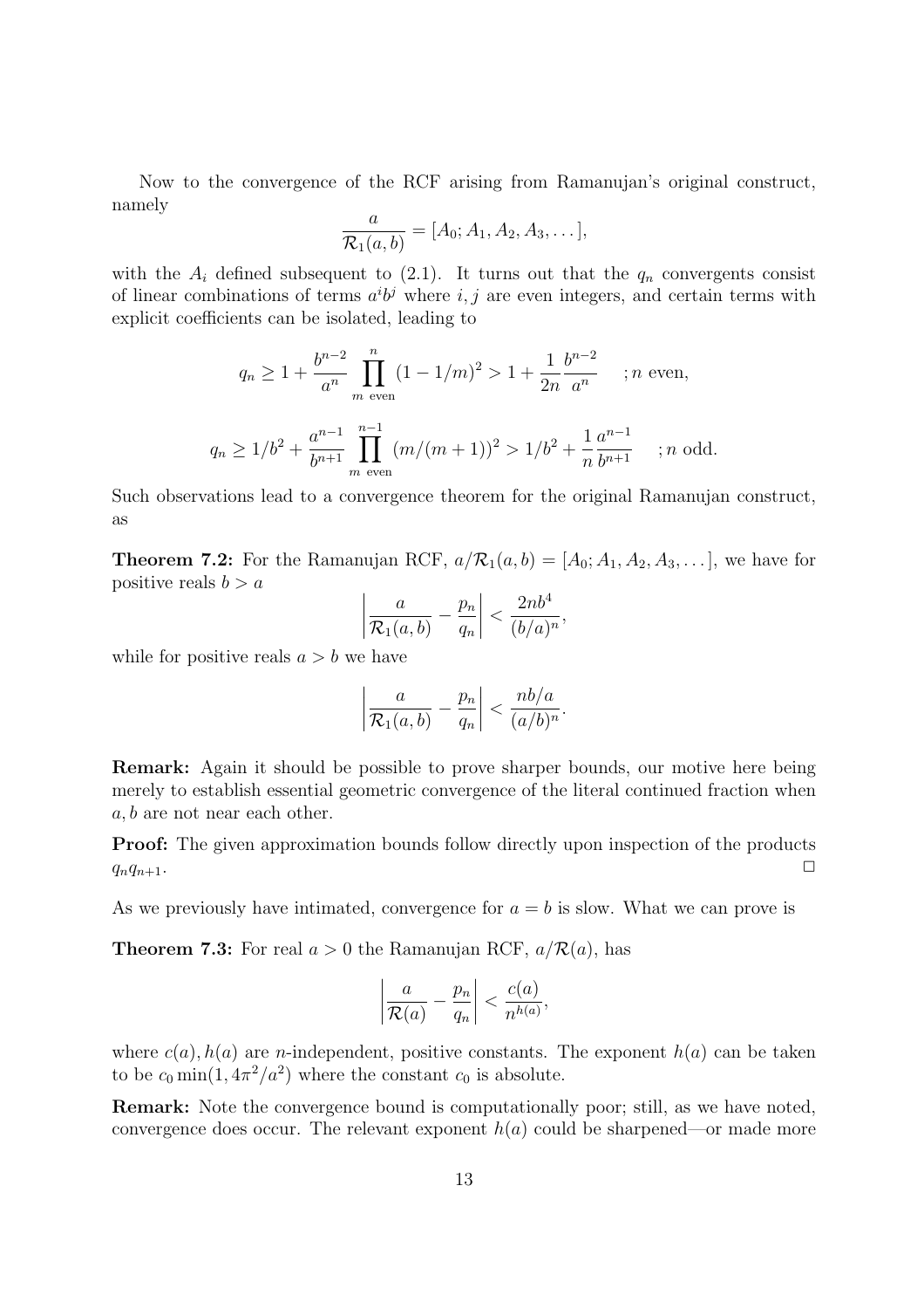Now to the convergence of the RCF arising from Ramanujan's original construct, namely

$$\frac{a}{\mathcal{R}_1(a,b)} = [A_0; A_1, A_2, A_3, \dots],$$

with the $A_i$ defined subsequent to (2.1). It turns out that the $q_n$ convergents consist of linear combinations of terms $a^i b^j$ where $i, j$ are even integers, and certain terms with explicit coefficients can be isolated, leading to

$$q_n \geq 1 + \frac{b^{n-2}}{a^n} \prod_{m \text{ even}}^{n} (1 - 1/m)^2 > 1 + \frac{1}{2n} \frac{b^{n-2}}{a^n} \quad ; n \text{ even},$$

$$q_n \geq 1/b^2 + \frac{a^{n-1}}{b^{n+1}} \prod_{m \text{ even}}^{n-1} (m/(m+1))^2 > 1/b^2 + \frac{1}{n} \frac{a^{n-1}}{b^{n+1}} \quad ; n \text{ odd}.$$

Such observations lead to a convergence theorem for the original Ramanujan construct, as

**Theorem 7.2:** For the Ramanujan RCF, $a/\mathcal{R}_1(a,b) = [A_0; A_1, A_2, A_3, \dots]$, we have for positive reals $b > a$

$$\left| \frac{a}{\mathcal{R}_1(a,b)} - \frac{p_n}{q_n} \right| < \frac{2nb^4}{(b/a)^n},$$

while for positive reals $a > b$ we have

$$\left| \frac{a}{\mathcal{R}_1(a,b)} - \frac{p_n}{q_n} \right| < \frac{nb/a}{(a/b)^n}.$$

**Remark:** Again it should be possible to prove sharper bounds, our motive here being merely to establish essential geometric convergence of the literal continued fraction when $a, b$ are not near each other.

**Proof:** The given approximation bounds follow directly upon inspection of the products $q_n q_{n+1}$. $\square$

As we previously have intimated, convergence for $a = b$ is slow. What we can prove is

**Theorem 7.3:** For real $a > 0$ the Ramanujan RCF, $a/\mathcal{R}(a)$, has

$$\left| \frac{a}{\mathcal{R}(a)} - \frac{p_n}{q_n} \right| < \frac{c(a)}{n^{h(a)}},$$

where $c(a), h(a)$ are $n$-independent, positive constants. The exponent $h(a)$ can be taken to be $c_0 \min(1, 4\pi^2/a^2)$ where the constant $c_0$ is absolute.

**Remark:** Note the convergence bound is computationally poor; still, as we have noted, convergence does occur. The relevant exponent $h(a)$ could be sharpened—or made more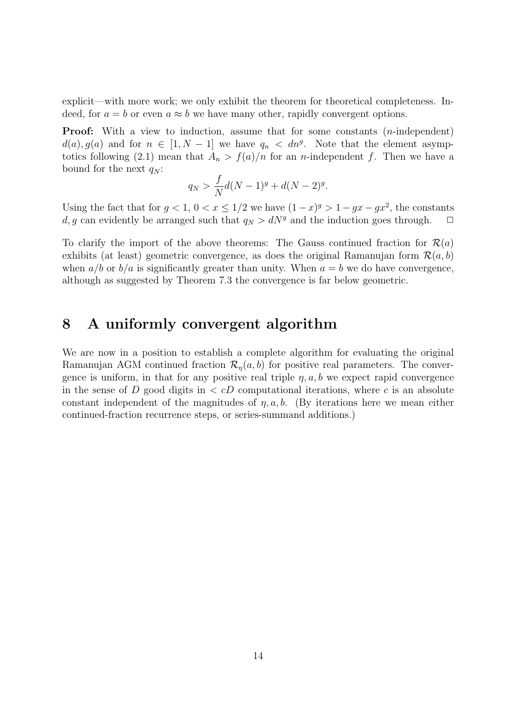explicit—with more work; we only exhibit the theorem for theoretical completeness. Indeed, for $a = b$ or even $a \approx b$ we have many other, rapidly convergent options.

**Proof:** With a view to induction, assume that for some constants ($n$-independent) $d(a), g(a)$ and for $n \in [1, N-1]$ we have $q_n < dn^g$. Note that the element asymptotics following (2.1) mean that $A_n > f(a)/n$ for an $n$-independent $f$. Then we have a bound for the next $q_N$:

$$q_N > \frac{f}{N} d(N-1)^g + d(N-2)^g.$$

Using the fact that for $g < 1$, $0 < x \leq 1/2$ we have $(1-x)^g > 1 - gx - gx^2$, the constants $d, g$ can evidently be arranged such that $q_N > dN^g$ and the induction goes through. $\square$

To clarify the import of the above theorems: The Gauss continued fraction for $\mathcal{R}(a)$ exhibits (at least) geometric convergence, as does the original Ramanujan form $\mathcal{R}(a, b)$ when $a/b$ or $b/a$ is significantly greater than unity. When $a = b$ we do have convergence, although as suggested by Theorem 7.3 the convergence is far below geometric.

# 8 A uniformly convergent algorithm

We are now in a position to establish a complete algorithm for evaluating the original Ramanujan AGM continued fraction $\mathcal{R}_\eta(a, b)$ for positive real parameters. The convergence is uniform, in that for any positive real triple $\eta, a, b$ we expect rapid convergence in the sense of $D$ good digits in $< cD$ computational iterations, where $c$ is an absolute constant independent of the magnitudes of $\eta, a, b$. (By iterations here we mean either continued-fraction recurrence steps, or series-summand additions.)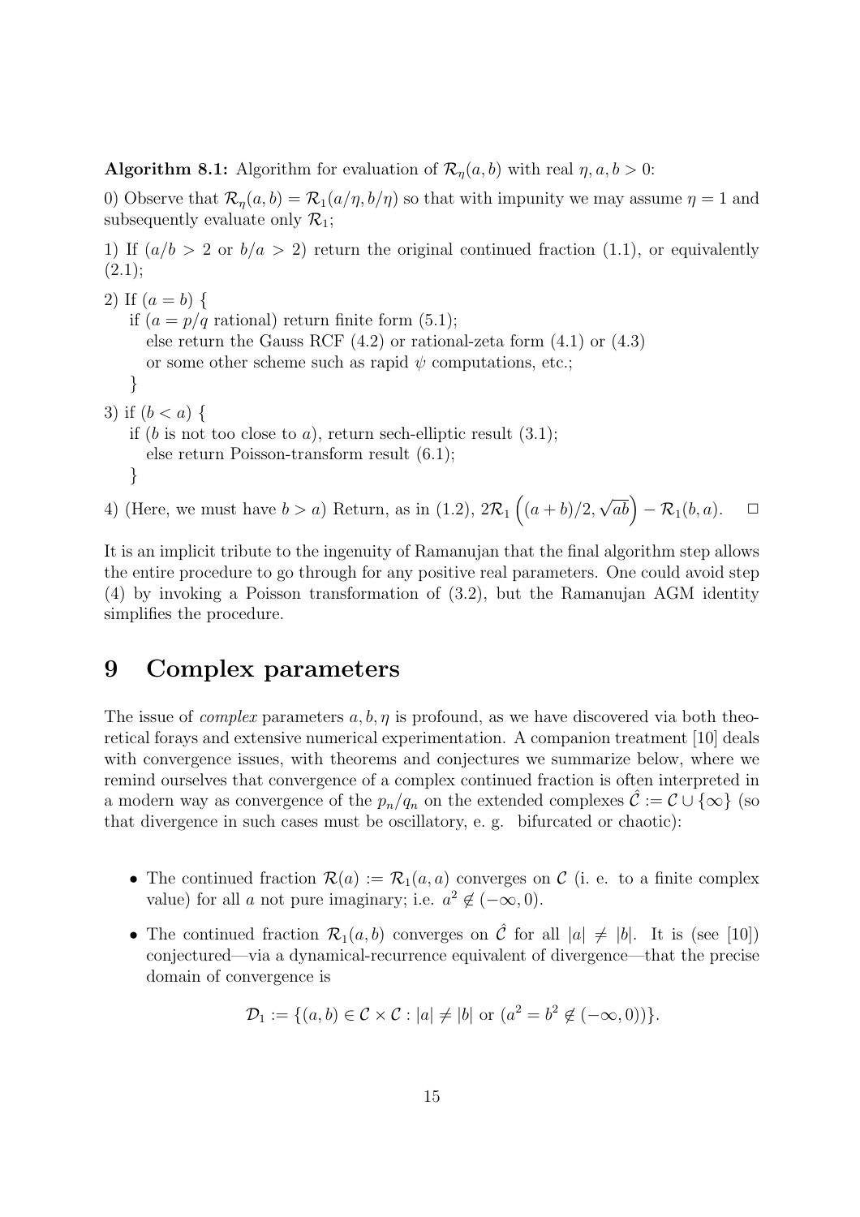**Algorithm 8.1:** Algorithm for evaluation of $\mathcal{R}_\eta(a,b)$ with real $\eta, a, b > 0$:

0) Observe that $\mathcal{R}_\eta(a,b) = \mathcal{R}_1(a/\eta, b/\eta)$ so that with impunity we may assume $\eta = 1$ and subsequently evaluate only $\mathcal{R}_1$;

1) If $(a/b > 2$ or $b/a > 2)$ return the original continued fraction (1.1), or equivalently (2.1);

2) If $(a = b)$ {
   if $(a = p/q$ rational) return finite form (5.1);
   else return the Gauss RCF (4.2) or rational-zeta form (4.1) or (4.3)
   or some other scheme such as rapid $\psi$ computations, etc.;
   }

3) if $(b < a)$ {
   if ($b$ is not too close to $a$), return sech-elliptic result (3.1);
   else return Poisson-transform result (6.1);
   }

4) (Here, we must have $b > a$) Return, as in (1.2), $2\mathcal{R}_1\left((a+b)/2, \sqrt{ab}\right) - \mathcal{R}_1(b,a)$. $\square$

It is an implicit tribute to the ingenuity of Ramanujan that the final algorithm step allows the entire procedure to go through for any positive real parameters. One could avoid step (4) by invoking a Poisson transformation of (3.2), but the Ramanujan AGM identity simplifies the procedure.

# 9 Complex parameters

The issue of *complex* parameters $a, b, \eta$ is profound, as we have discovered via both theoretical forays and extensive numerical experimentation. A companion treatment [10] deals with convergence issues, with theorems and conjectures we summarize below, where we remind ourselves that convergence of a complex continued fraction is often interpreted in a modern way as convergence of the $p_n/q_n$ on the extended complexes $\hat{\mathcal{C}} := \mathcal{C} \cup \{\infty\}$ (so that divergence in such cases must be oscillatory, e. g. bifurcated or chaotic):

- The continued fraction $\mathcal{R}(a) := \mathcal{R}_1(a,a)$ converges on $\mathcal{C}$ (i. e. to a finite complex value) for all $a$ not pure imaginary; i.e. $a^2 \notin (-\infty, 0)$.
- The continued fraction $\mathcal{R}_1(a,b)$ converges on $\hat{\mathcal{C}}$ for all $|a| \neq |b|$. It is (see [10]) conjectured—via a dynamical-recurrence equivalent of divergence—that the precise domain of convergence is

$$\mathcal{D}_1 := \{(a,b) \in \mathcal{C} \times \mathcal{C} : |a| \neq |b| \text{ or } (a^2 = b^2 \notin (-\infty, 0))\}.$$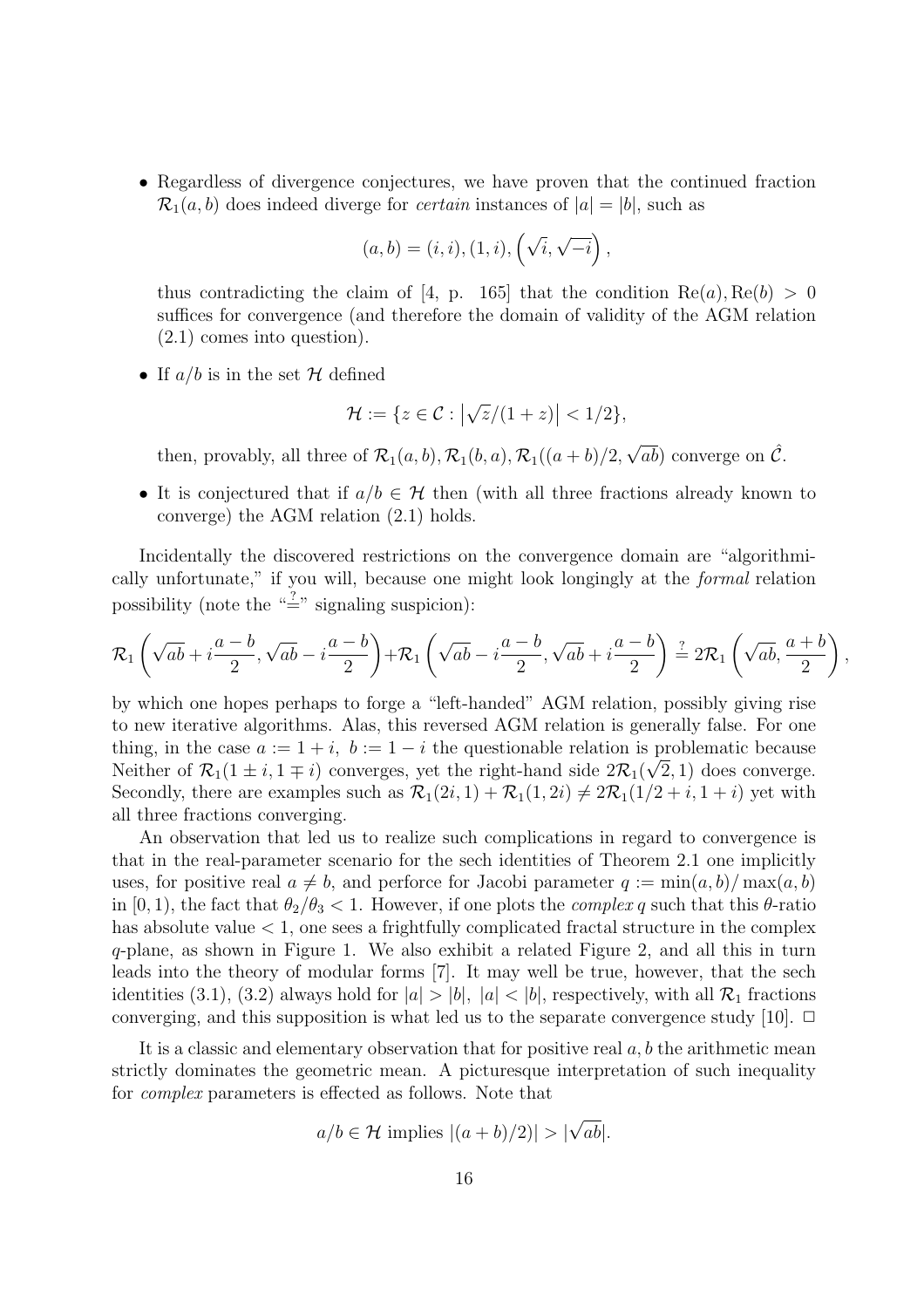- Regardless of divergence conjectures, we have proven that the continued fraction $\mathcal{R}_1(a,b)$ does indeed diverge for *certain* instances of $|a| = |b|$, such as

$$(a,b) = (i,i), (1,i), \left(\sqrt{i}, \sqrt{-i}\right),$$

thus contradicting the claim of [4, p. 165] that the condition $\mathrm{Re}(a), \mathrm{Re}(b) > 0$ suffices for convergence (and therefore the domain of validity of the AGM relation (2.1) comes into question).

- If $a/b$ is in the set $\mathcal{H}$ defined

$$\mathcal{H} := \{z \in \mathcal{C} : \left|\sqrt{z}/(1+z)\right| < 1/2\},$$

then, provably, all three of $\mathcal{R}_1(a,b), \mathcal{R}_1(b,a), \mathcal{R}_1((a+b)/2, \sqrt{ab})$ converge on $\hat{\mathcal{C}}$.

- It is conjectured that if $a/b \in \mathcal{H}$ then (with all three fractions already known to converge) the AGM relation (2.1) holds.

Incidentally the discovered restrictions on the convergence domain are "algorithmically unfortunate," if you will, because one might look longingly at the *formal* relation possibility (note the "$\stackrel{?}{=}$" signaling suspicion):

$$\mathcal{R}_1\left(\sqrt{ab} + i\frac{a-b}{2}, \sqrt{ab} - i\frac{a-b}{2}\right) + \mathcal{R}_1\left(\sqrt{ab} - i\frac{a-b}{2}, \sqrt{ab} + i\frac{a-b}{2}\right) \stackrel{?}{=} 2\mathcal{R}_1\left(\sqrt{ab}, \frac{a+b}{2}\right),$$

by which one hopes perhaps to forge a "left-handed" AGM relation, possibly giving rise to new iterative algorithms. Alas, this reversed AGM relation is generally false. For one thing, in the case $a := 1+i,\ b := 1-i$ the questionable relation is problematic because Neither of $\mathcal{R}_1(1 \pm i, 1 \mp i)$ converges, yet the right-hand side $2\mathcal{R}_1(\sqrt{2}, 1)$ does converge. Secondly, there are examples such as $\mathcal{R}_1(2i, 1) + \mathcal{R}_1(1, 2i) \neq 2\mathcal{R}_1(1/2 + i, 1 + i)$ yet with all three fractions converging.

An observation that led us to realize such complications in regard to convergence is that in the real-parameter scenario for the sech identities of Theorem 2.1 one implicitly uses, for positive real $a \neq b$, and perforce for Jacobi parameter $q := \min(a,b)/\max(a,b)$ in $[0,1)$, the fact that $\theta_2/\theta_3 < 1$. However, if one plots the *complex* $q$ such that this $\theta$-ratio has absolute value $< 1$, one sees a frightfully complicated fractal structure in the complex $q$-plane, as shown in Figure 1. We also exhibit a related Figure 2, and all this in turn leads into the theory of modular forms [7]. It may well be true, however, that the sech identities (3.1), (3.2) always hold for $|a| > |b|$, $|a| < |b|$, respectively, with all $\mathcal{R}_1$ fractions converging, and this supposition is what led us to the separate convergence study [10]. $\Box$

It is a classic and elementary observation that for positive real $a, b$ the arithmetic mean strictly dominates the geometric mean. A picturesque interpretation of such inequality for *complex* parameters is effected as follows. Note that

$$a/b \in \mathcal{H} \text{ implies } |(a+b)/2)| > |\sqrt{ab}|.$$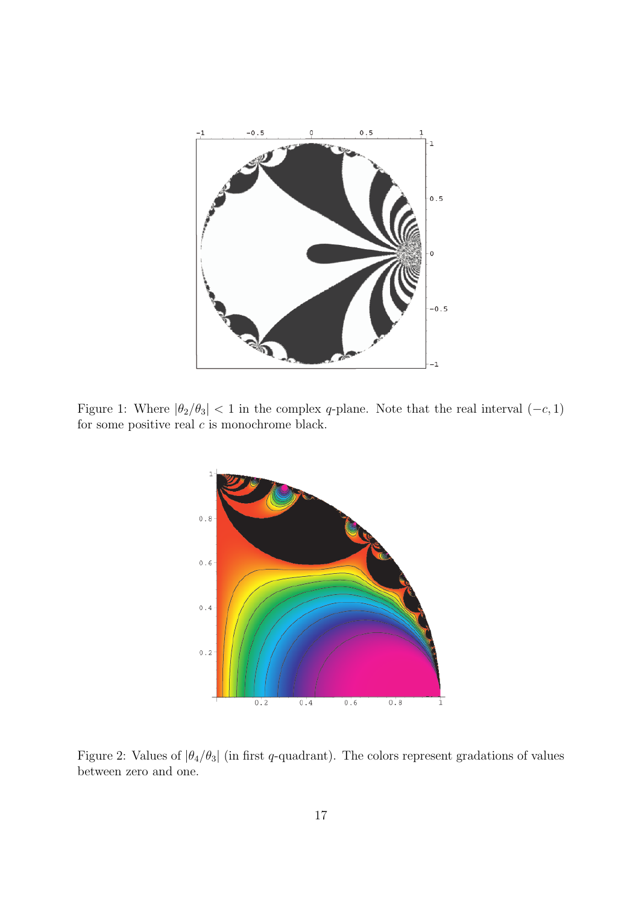Figure 1: Where $|\theta_2/\theta_3| < 1$ in the complex $q$-plane. Note that the real interval $(-c, 1)$ for some positive real $c$ is monochrome black.

Figure 2: Values of $|\theta_4/\theta_3|$ (in first $q$-quadrant). The colors represent gradations of values between zero and one.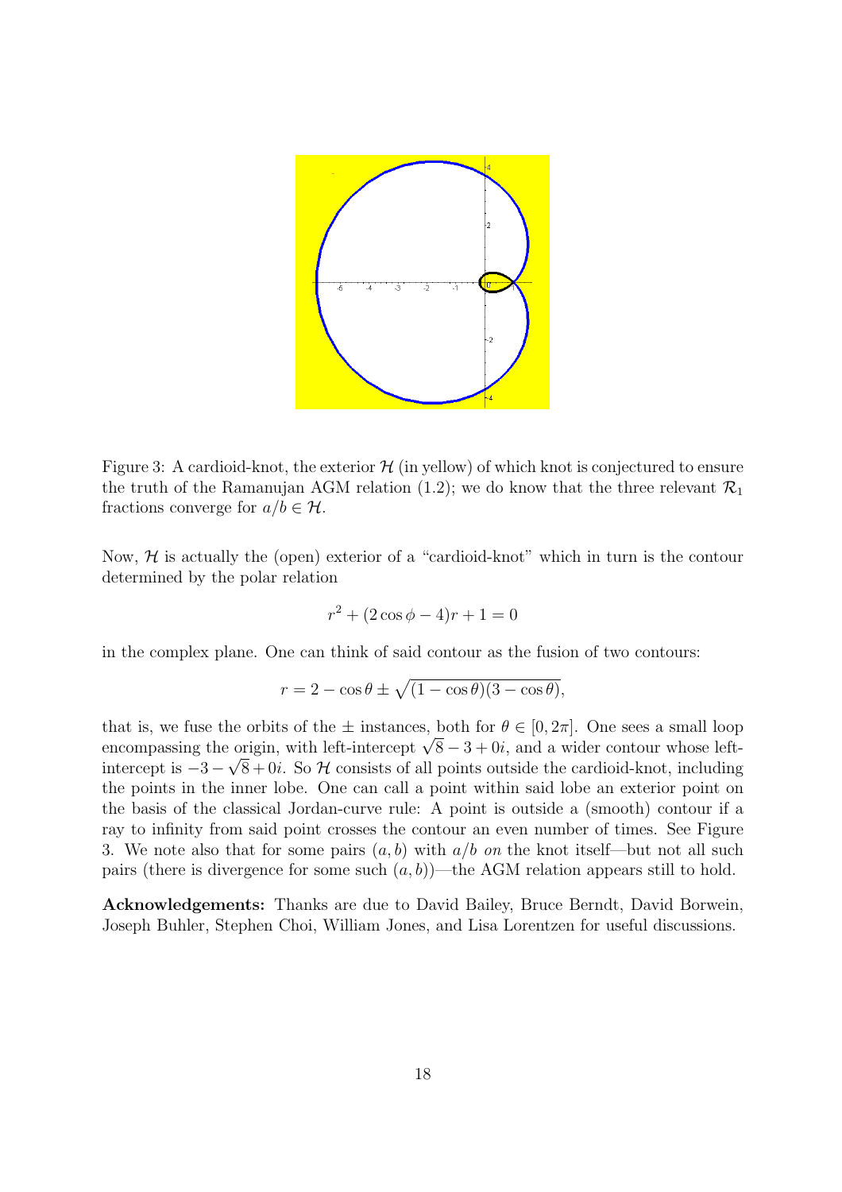Figure 3: A cardioid-knot, the exterior $\mathcal{H}$ (in yellow) of which knot is conjectured to ensure the truth of the Ramanujan AGM relation (1.2); we do know that the three relevant $\mathcal{R}_1$ fractions converge for $a/b \in \mathcal{H}$.

Now, $\mathcal{H}$ is actually the (open) exterior of a "cardioid-knot" which in turn is the contour determined by the polar relation

$$r^2 + (2\cos\phi - 4)r + 1 = 0$$

in the complex plane. One can think of said contour as the fusion of two contours:

$$r = 2 - \cos\theta \pm \sqrt{(1 - \cos\theta)(3 - \cos\theta)},$$

that is, we fuse the orbits of the $\pm$ instances, both for $\theta \in [0, 2\pi]$. One sees a small loop encompassing the origin, with left-intercept $\sqrt{8} - 3 + 0i$, and a wider contour whose left-intercept is $-3 - \sqrt{8} + 0i$. So $\mathcal{H}$ consists of all points outside the cardioid-knot, including the points in the inner lobe. One can call a point within said lobe an exterior point on the basis of the classical Jordan-curve rule: A point is outside a (smooth) contour if a ray to infinity from said point crosses the contour an even number of times. See Figure 3. We note also that for some pairs $(a, b)$ with $a/b$ *on* the knot itself—but not all such pairs (there is divergence for some such $(a, b)$)—the AGM relation appears still to hold.

**Acknowledgements:** Thanks are due to David Bailey, Bruce Berndt, David Borwein, Joseph Buhler, Stephen Choi, William Jones, and Lisa Lorentzen for useful discussions.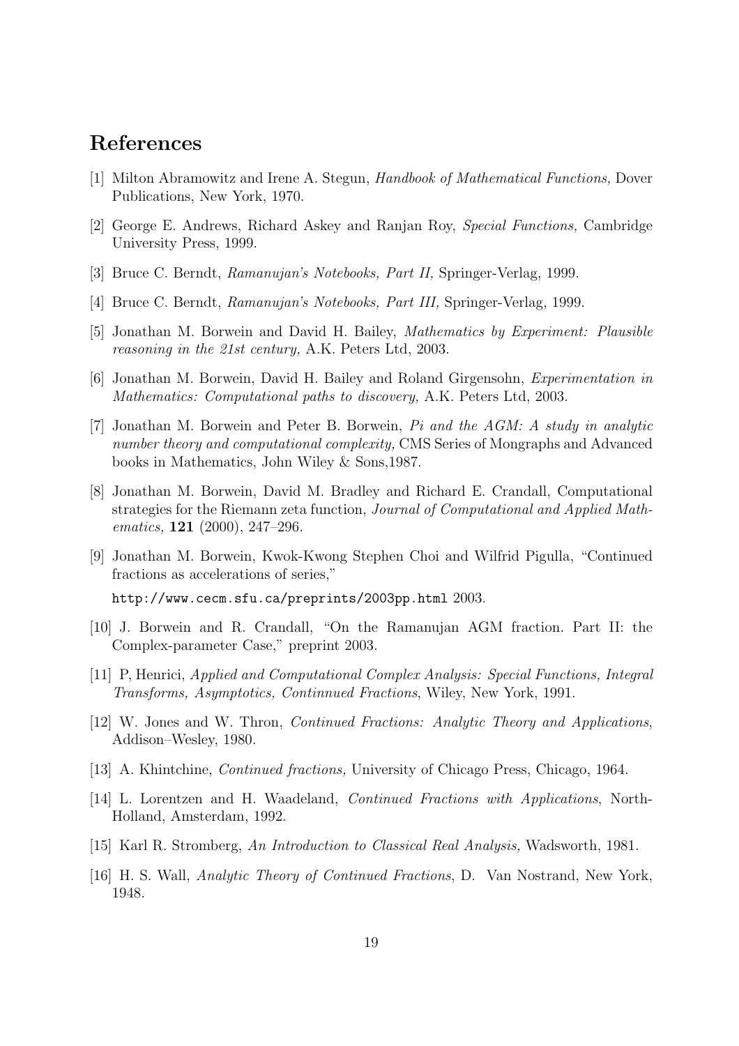## References

[1] Milton Abramowitz and Irene A. Stegun, *Handbook of Mathematical Functions,* Dover Publications, New York, 1970.

[2] George E. Andrews, Richard Askey and Ranjan Roy, *Special Functions,* Cambridge University Press, 1999.

[3] Bruce C. Berndt, *Ramanujan's Notebooks, Part II,* Springer-Verlag, 1999.

[4] Bruce C. Berndt, *Ramanujan's Notebooks, Part III,* Springer-Verlag, 1999.

[5] Jonathan M. Borwein and David H. Bailey, *Mathematics by Experiment: Plausible reasoning in the 21st century,* A.K. Peters Ltd, 2003.

[6] Jonathan M. Borwein, David H. Bailey and Roland Girgensohn, *Experimentation in Mathematics: Computational paths to discovery,* A.K. Peters Ltd, 2003.

[7] Jonathan M. Borwein and Peter B. Borwein, *Pi and the AGM: A study in analytic number theory and computational complexity,* CMS Series of Mongraphs and Advanced books in Mathematics, John Wiley & Sons,1987.

[8] Jonathan M. Borwein, David M. Bradley and Richard E. Crandall, Computational strategies for the Riemann zeta function, *Journal of Computational and Applied Mathematics,* **121** (2000), 247–296.

[9] Jonathan M. Borwein, Kwok-Kwong Stephen Choi and Wilfrid Pigulla, "Continued fractions as accelerations of series,"
`http://www.cecm.sfu.ca/preprints/2003pp.html` 2003.

[10] J. Borwein and R. Crandall, "On the Ramanujan AGM fraction. Part II: the Complex-parameter Case," preprint 2003.

[11] P, Henrici, *Applied and Computational Complex Analysis: Special Functions, Integral Transforms, Asymptotics, Continnued Fractions*, Wiley, New York, 1991.

[12] W. Jones and W. Thron, *Continued Fractions: Analytic Theory and Applications*, Addison–Wesley, 1980.

[13] A. Khintchine, *Continued fractions,* University of Chicago Press, Chicago, 1964.

[14] L. Lorentzen and H. Waadeland, *Continued Fractions with Applications*, North-Holland, Amsterdam, 1992.

[15] Karl R. Stromberg, *An Introduction to Classical Real Analysis,* Wadsworth, 1981.

[16] H. S. Wall, *Analytic Theory of Continued Fractions*, D. Van Nostrand, New York, 1948.